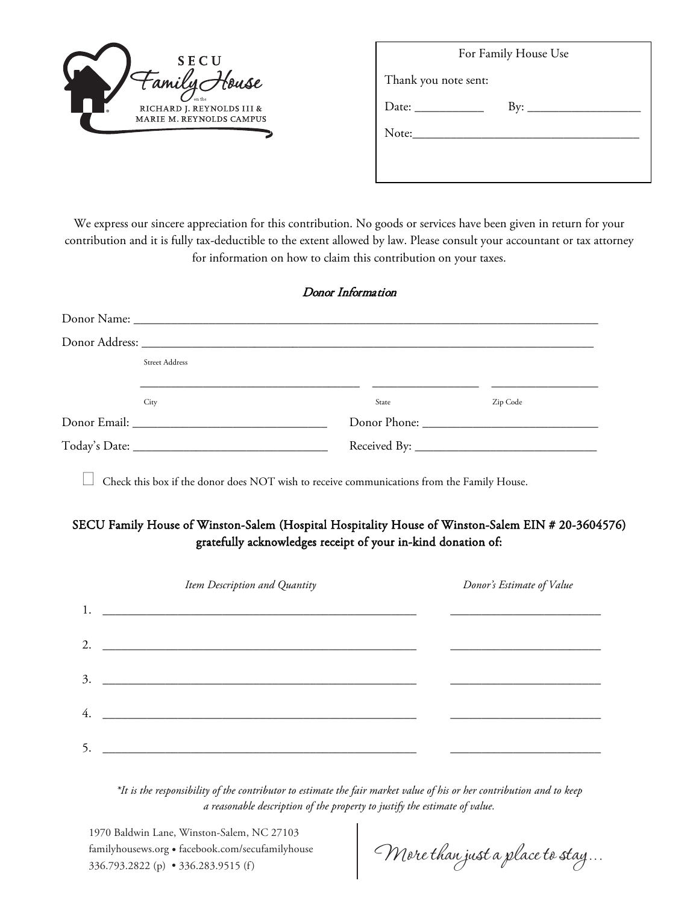SECU Family House on the RICHARD J. REYNOLDS III & MARIE M. REYNOLDS CAMPUS

For Family House Use

Thank you note sent:

Date: ___________ By: __________________

Note:_____________________________________

We express our sincere appreciation for this contribution. No goods or services have been given in return for your contribution and it is fully tax-deductible to the extent allowed by law. Please consult your accountant or tax attorney for information on how to claim this contribution on your taxes.

*Donor Information*

Donor Name: ___________________________________________________________________________

Donor Address: _________________________________________________________________________
Street Address

____________________________________ _________________ _________________
City State Zip Code

Donor Email: _______________________________ Donor Phone: ____________________________

Today's Date: _______________________________ Received By: ____________________________

☐ Check this box if the donor does NOT wish to receive communications from the Family House.

**SECU Family House of Winston-Salem (Hospital Hospitality House of Winston-Salem EIN # 20-3604576) gratefully acknowledges receipt of your in-kind donation of:**

| | *Item Description and Quantity* | *Donor's Estimate of Value* |
|---|---|---|
| 1. | ___________________________________________________ | ________________________ |
| 2. | ___________________________________________________ | ________________________ |
| 3. | ___________________________________________________ | ________________________ |
| 4. | ___________________________________________________ | ________________________ |
| 5. | ___________________________________________________ | ________________________ |

*\*It is the responsibility of the contributor to estimate the fair market value of his or her contribution and to keep a reasonable description of the property to justify the estimate of value.*

1970 Baldwin Lane, Winston-Salem, NC 27103
familyhousews.org • facebook.com/secufamilyhouse
336.793.2822 (p) • 336.283.9515 (f)

*More than just a place to stay…*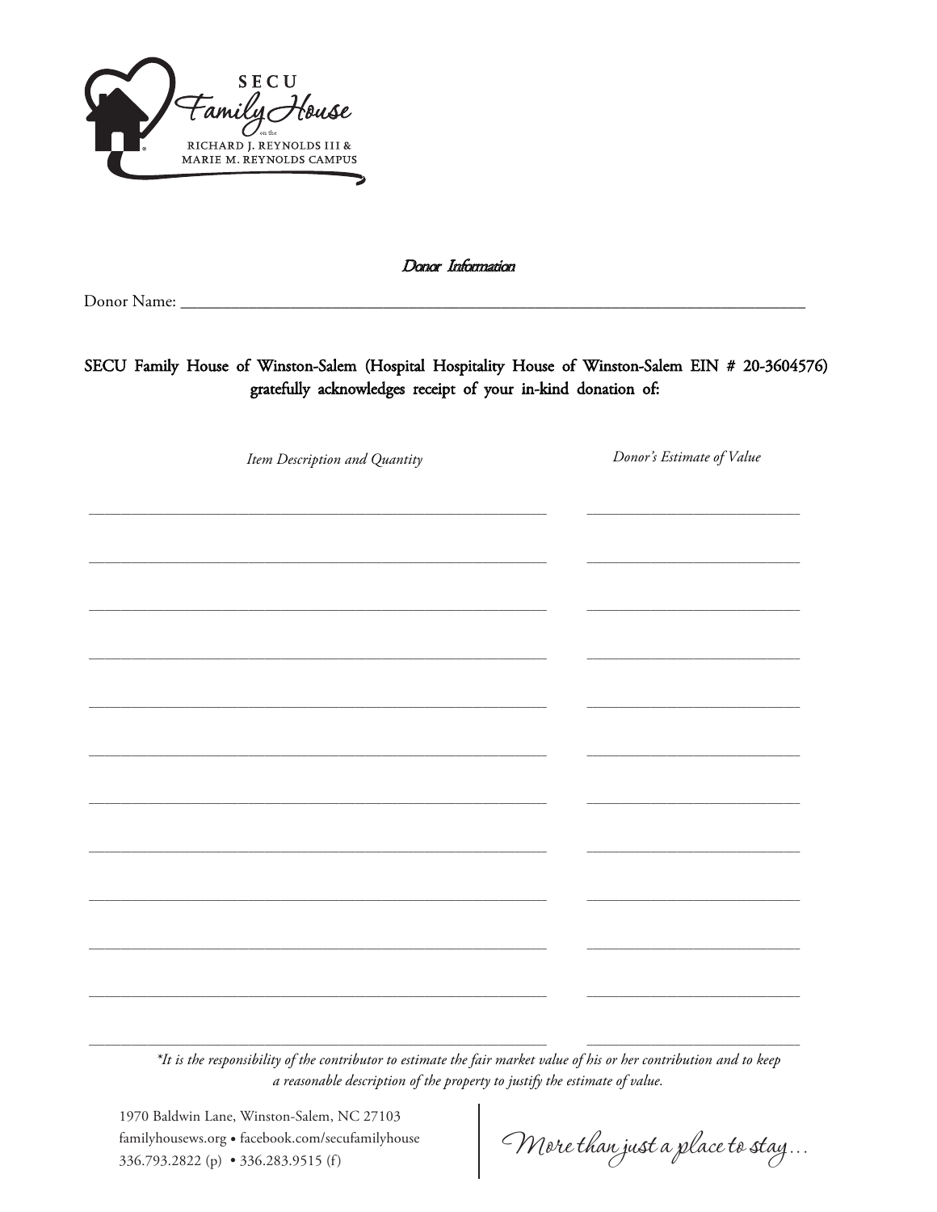SECU Family House on the RICHARD J. REYNOLDS III & MARIE M. REYNOLDS CAMPUS

*Donor Information*

Donor Name: ____________________________________________________________________________

**SECU Family House of Winston-Salem (Hospital Hospitality House of Winston-Salem EIN # 20-3604576) gratefully acknowledges receipt of your in-kind donation of:**

| *Item Description and Quantity* | *Donor's Estimate of Value* |
| --- | --- |
| | |
| | |
| | |
| | |
| | |
| | |
| | |
| | |
| | |
| | |
| | |
| | |

*\*It is the responsibility of the contributor to estimate the fair market value of his or her contribution and to keep a reasonable description of the property to justify the estimate of value.*

1970 Baldwin Lane, Winston-Salem, NC 27103
familyhousews.org • facebook.com/secufamilyhouse
336.793.2822 (p) • 336.283.9515 (f)

*More than just a place to stay...*